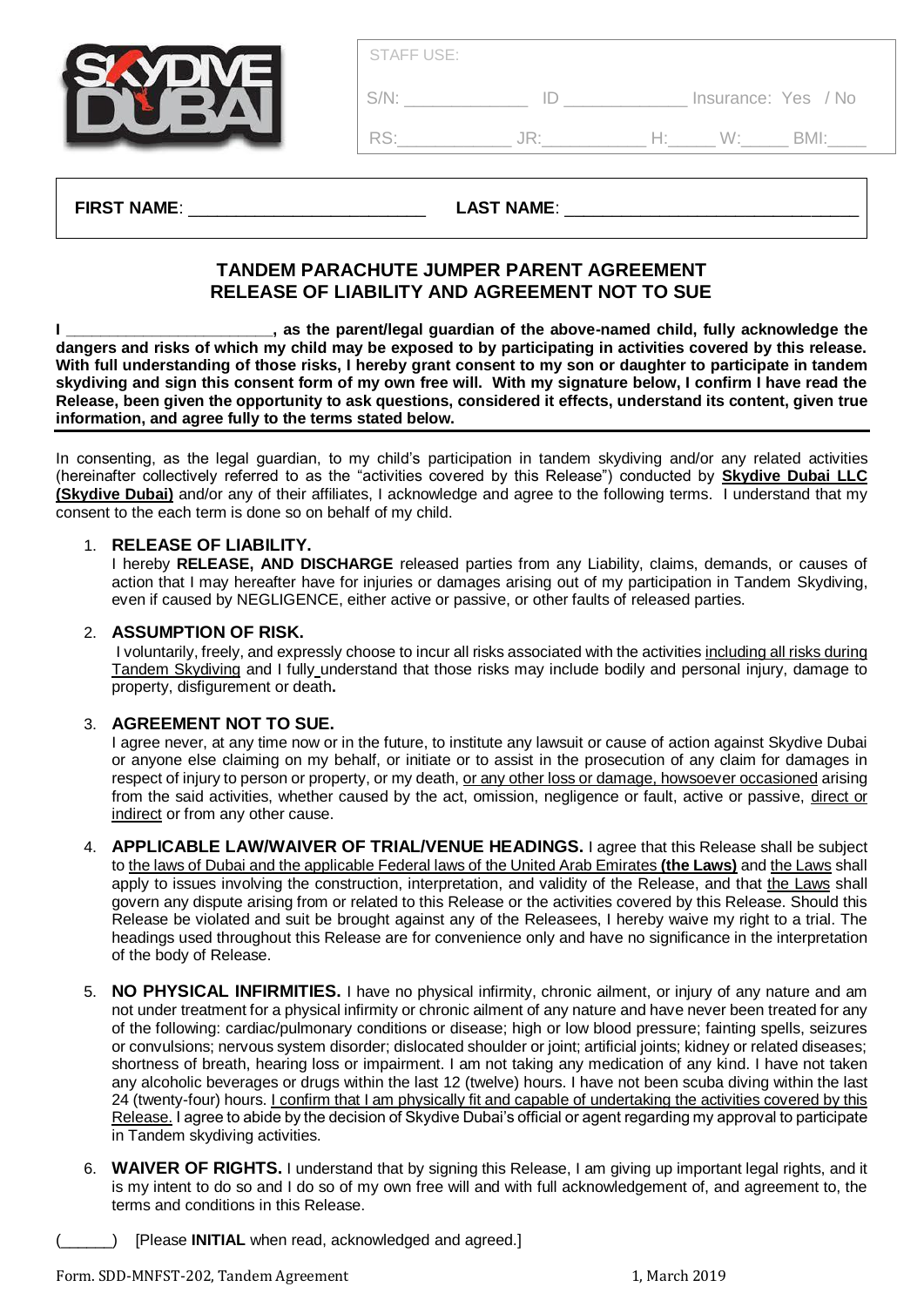SKYDIVE DUBAI

STAFF USE:

S/N: _____________ ID _____________ Insurance: Yes / No

RS:___________ JR:___________ H:_____ W:_____ BMI:____

**FIRST NAME**: ________________________ **LAST NAME**: ____________________________

## TANDEM PARACHUTE JUMPER PARENT AGREEMENT
## RELEASE OF LIABILITY AND AGREEMENT NOT TO SUE

**I ______________________, as the parent/legal guardian of the above-named child, fully acknowledge the dangers and risks of which my child may be exposed to by participating in activities covered by this release. With full understanding of those risks, I hereby grant consent to my son or daughter to participate in tandem skydiving and sign this consent form of my own free will. With my signature below, I confirm I have read the Release, been given the opportunity to ask questions, considered it effects, understand its content, given true information, and agree fully to the terms stated below.**

In consenting, as the legal guardian, to my child's participation in tandem skydiving and/or any related activities (hereinafter collectively referred to as the "activities covered by this Release") conducted by **Skydive Dubai LLC (Skydive Dubai)** and/or any of their affiliates, I acknowledge and agree to the following terms. I understand that my consent to the each term is done so on behalf of my child.

1. **RELEASE OF LIABILITY.**
   I hereby **RELEASE, AND DISCHARGE** released parties from any Liability, claims, demands, or causes of action that I may hereafter have for injuries or damages arising out of my participation in Tandem Skydiving, even if caused by NEGLIGENCE, either active or passive, or other faults of released parties.

2. **ASSUMPTION OF RISK.**
   I voluntarily, freely, and expressly choose to incur all risks associated with the activities including all risks during Tandem Skydiving and I fully understand that those risks may include bodily and personal injury, damage to property, disfigurement or death**.**

3. **AGREEMENT NOT TO SUE.**
   I agree never, at any time now or in the future, to institute any lawsuit or cause of action against Skydive Dubai or anyone else claiming on my behalf, or initiate or to assist in the prosecution of any claim for damages in respect of injury to person or property, or my death, or any other loss or damage, howsoever occasioned arising from the said activities, whether caused by the act, omission, negligence or fault, active or passive, direct or indirect or from any other cause.

4. **APPLICABLE LAW/WAIVER OF TRIAL/VENUE HEADINGS.** I agree that this Release shall be subject to the laws of Dubai and the applicable Federal laws of the United Arab Emirates **(the Laws)** and the Laws shall apply to issues involving the construction, interpretation, and validity of the Release, and that the Laws shall govern any dispute arising from or related to this Release or the activities covered by this Release. Should this Release be violated and suit be brought against any of the Releasees, I hereby waive my right to a trial. The headings used throughout this Release are for convenience only and have no significance in the interpretation of the body of Release.

5. **NO PHYSICAL INFIRMITIES.** I have no physical infirmity, chronic ailment, or injury of any nature and am not under treatment for a physical infirmity or chronic ailment of any nature and have never been treated for any of the following: cardiac/pulmonary conditions or disease; high or low blood pressure; fainting spells, seizures or convulsions; nervous system disorder; dislocated shoulder or joint; artificial joints; kidney or related diseases; shortness of breath, hearing loss or impairment. I am not taking any medication of any kind. I have not taken any alcoholic beverages or drugs within the last 12 (twelve) hours. I have not been scuba diving within the last 24 (twenty-four) hours. I confirm that I am physically fit and capable of undertaking the activities covered by this Release. I agree to abide by the decision of Skydive Dubai's official or agent regarding my approval to participate in Tandem skydiving activities.

6. **WAIVER OF RIGHTS.** I understand that by signing this Release, I am giving up important legal rights, and it is my intent to do so and I do so of my own free will and with full acknowledgement of, and agreement to, the terms and conditions in this Release.

(______) [Please **INITIAL** when read, acknowledged and agreed.]

Form. SDD-MNFST-202, Tandem Agreement 1, March 2019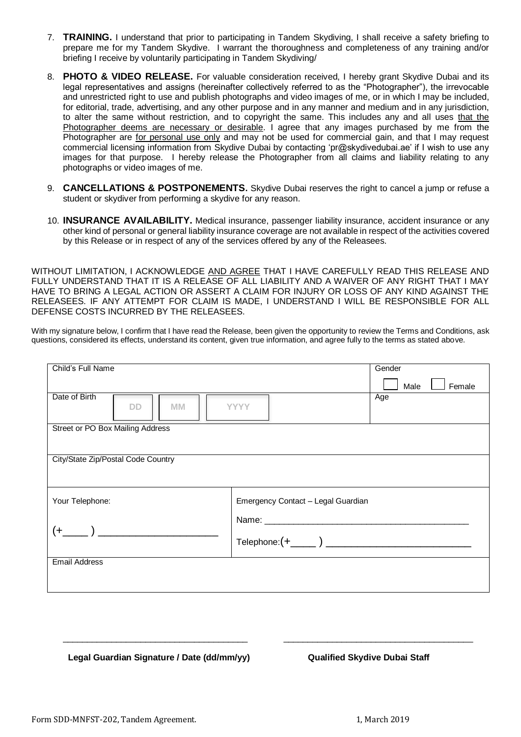7. **TRAINING.** I understand that prior to participating in Tandem Skydiving, I shall receive a safety briefing to prepare me for my Tandem Skydive. I warrant the thoroughness and completeness of any training and/or briefing I receive by voluntarily participating in Tandem Skydiving/

8. **PHOTO & VIDEO RELEASE.** For valuable consideration received, I hereby grant Skydive Dubai and its legal representatives and assigns (hereinafter collectively referred to as the "Photographer"), the irrevocable and unrestricted right to use and publish photographs and video images of me, or in which I may be included, for editorial, trade, advertising, and any other purpose and in any manner and medium and in any jurisdiction, to alter the same without restriction, and to copyright the same. This includes any and all uses that the Photographer deems are necessary or desirable. I agree that any images purchased by me from the Photographer are for personal use only and may not be used for commercial gain, and that I may request commercial licensing information from Skydive Dubai by contacting 'pr@skydivedubai.ae' if I wish to use any images for that purpose. I hereby release the Photographer from all claims and liability relating to any photographs or video images of me.

9. **CANCELLATIONS & POSTPONEMENTS.** Skydive Dubai reserves the right to cancel a jump or refuse a student or skydiver from performing a skydive for any reason.

10. **INSURANCE AVAILABILITY.** Medical insurance, passenger liability insurance, accident insurance or any other kind of personal or general liability insurance coverage are not available in respect of the activities covered by this Release or in respect of any of the services offered by any of the Releasees.

WITHOUT LIMITATION, I ACKNOWLEDGE AND AGREE THAT I HAVE CAREFULLY READ THIS RELEASE AND FULLY UNDERSTAND THAT IT IS A RELEASE OF ALL LIABILITY AND A WAIVER OF ANY RIGHT THAT I MAY HAVE TO BRING A LEGAL ACTION OR ASSERT A CLAIM FOR INJURY OR LOSS OF ANY KIND AGAINST THE RELEASEES. IF ANY ATTEMPT FOR CLAIM IS MADE, I UNDERSTAND I WILL BE RESPONSIBLE FOR ALL DEFENSE COSTS INCURRED BY THE RELEASEES.

With my signature below, I confirm that I have read the Release, been given the opportunity to review the Terms and Conditions, ask questions, considered its effects, understand its content, given true information, and agree fully to the terms as stated above.

| | | |
|---|---|---|
| Child's Full Name | | Gender<br>☐ Male ☐ Female |
| Date of Birth DD MM YYYY | | Age |
| Street or PO Box Mailing Address | | |
| City/State Zip/Postal Code Country | | |
| Your Telephone:<br>(+____ ) ____________________ | Emergency Contact – Legal Guardian<br>Name: ________________________________________<br>Telephone:(+____ ) __________________________ | |
| Email Address | | |

_____________________________________ _____________________________________

**Legal Guardian Signature / Date (dd/mm/yy)** **Qualified Skydive Dubai Staff**

Form SDD-MNFST-202, Tandem Agreement. 1, March 2019